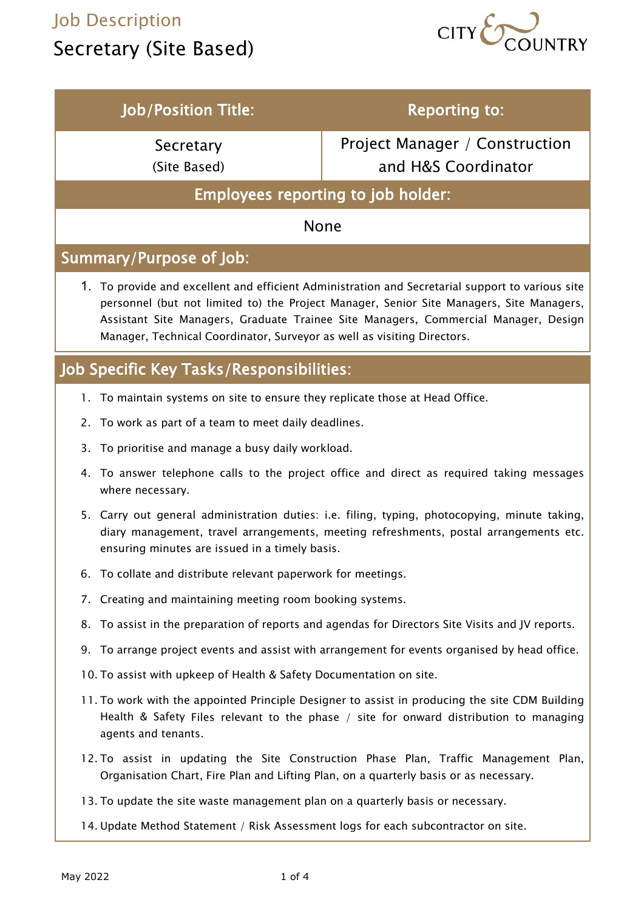# Job Description

## Secretary (Site Based)

| Job/Position Title: | Reporting to: |
| --- | --- |
| Secretary (Site Based) | Project Manager / Construction and H&S Coordinator |

| Employees reporting to job holder: |
| --- |
| None |

## Summary/Purpose of Job:

1. To provide and excellent and efficient Administration and Secretarial support to various site personnel (but not limited to) the Project Manager, Senior Site Managers, Site Managers, Assistant Site Managers, Graduate Trainee Site Managers, Commercial Manager, Design Manager, Technical Coordinator, Surveyor as well as visiting Directors.

## Job Specific Key Tasks/Responsibilities:

1. To maintain systems on site to ensure they replicate those at Head Office.
2. To work as part of a team to meet daily deadlines.
3. To prioritise and manage a busy daily workload.
4. To answer telephone calls to the project office and direct as required taking messages where necessary.
5. Carry out general administration duties: i.e. filing, typing, photocopying, minute taking, diary management, travel arrangements, meeting refreshments, postal arrangements etc. ensuring minutes are issued in a timely basis.
6. To collate and distribute relevant paperwork for meetings.
7. Creating and maintaining meeting room booking systems.
8. To assist in the preparation of reports and agendas for Directors Site Visits and JV reports.
9. To arrange project events and assist with arrangement for events organised by head office.
10. To assist with upkeep of Health & Safety Documentation on site.
11. To work with the appointed Principle Designer to assist in producing the site CDM Building Health & Safety Files relevant to the phase / site for onward distribution to managing agents and tenants.
12. To assist in updating the Site Construction Phase Plan, Traffic Management Plan, Organisation Chart, Fire Plan and Lifting Plan, on a quarterly basis or as necessary.
13. To update the site waste management plan on a quarterly basis or necessary.
14. Update Method Statement / Risk Assessment logs for each subcontractor on site.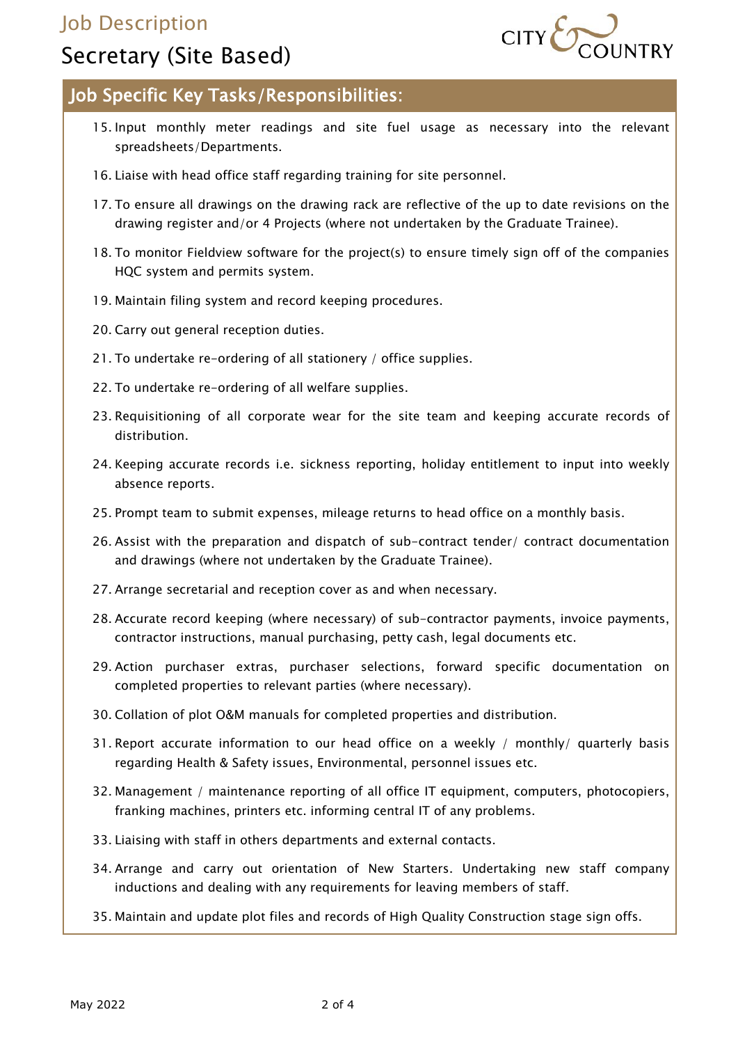# Job Description

## Secretary (Site Based)

### Job Specific Key Tasks/Responsibilities:

15. Input monthly meter readings and site fuel usage as necessary into the relevant spreadsheets/Departments.
16. Liaise with head office staff regarding training for site personnel.
17. To ensure all drawings on the drawing rack are reflective of the up to date revisions on the drawing register and/or 4 Projects (where not undertaken by the Graduate Trainee).
18. To monitor Fieldview software for the project(s) to ensure timely sign off of the companies HQC system and permits system.
19. Maintain filing system and record keeping procedures.
20. Carry out general reception duties.
21. To undertake re-ordering of all stationery / office supplies.
22. To undertake re-ordering of all welfare supplies.
23. Requisitioning of all corporate wear for the site team and keeping accurate records of distribution.
24. Keeping accurate records i.e. sickness reporting, holiday entitlement to input into weekly absence reports.
25. Prompt team to submit expenses, mileage returns to head office on a monthly basis.
26. Assist with the preparation and dispatch of sub-contract tender/ contract documentation and drawings (where not undertaken by the Graduate Trainee).
27. Arrange secretarial and reception cover as and when necessary.
28. Accurate record keeping (where necessary) of sub-contractor payments, invoice payments, contractor instructions, manual purchasing, petty cash, legal documents etc.
29. Action purchaser extras, purchaser selections, forward specific documentation on completed properties to relevant parties (where necessary).
30. Collation of plot O&M manuals for completed properties and distribution.
31. Report accurate information to our head office on a weekly / monthly/ quarterly basis regarding Health & Safety issues, Environmental, personnel issues etc.
32. Management / maintenance reporting of all office IT equipment, computers, photocopiers, franking machines, printers etc. informing central IT of any problems.
33. Liaising with staff in others departments and external contacts.
34. Arrange and carry out orientation of New Starters. Undertaking new staff company inductions and dealing with any requirements for leaving members of staff.
35. Maintain and update plot files and records of High Quality Construction stage sign offs.

May 2022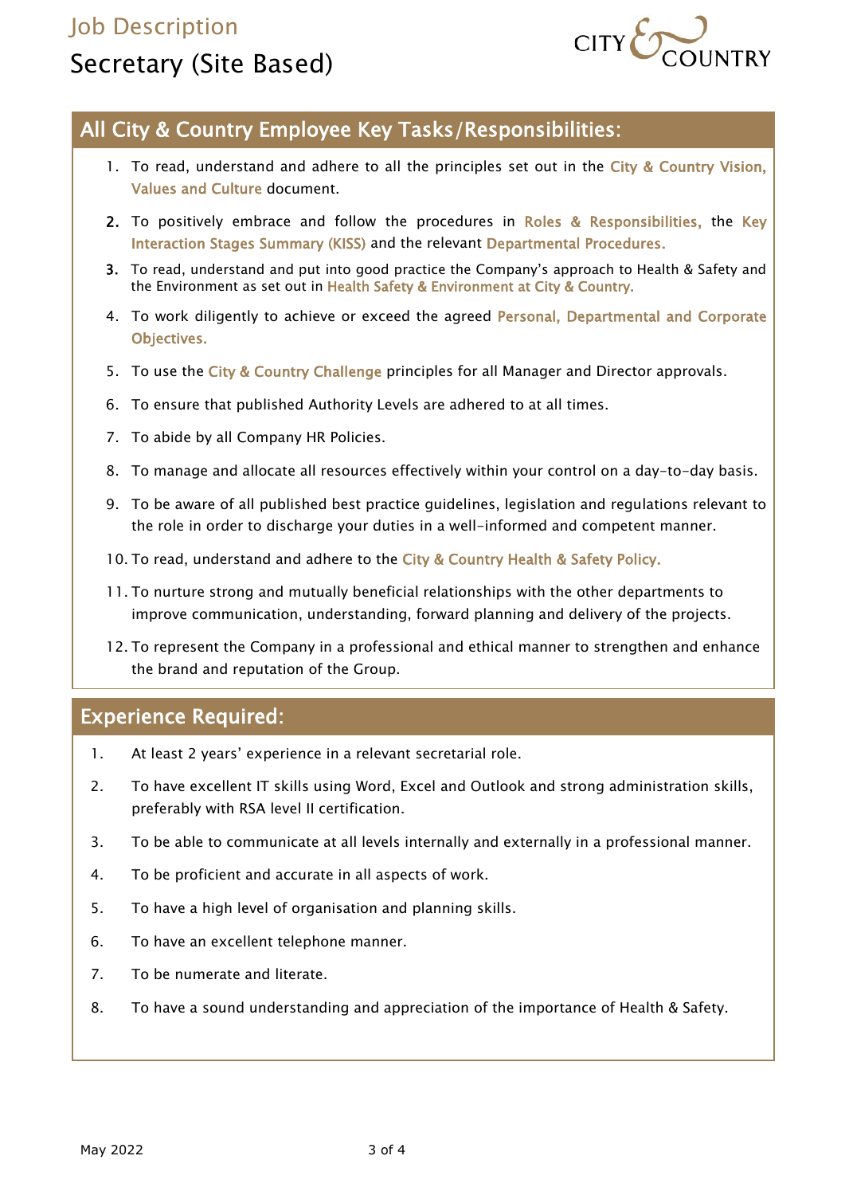# Job Description

## Secretary (Site Based)

CITY & COUNTRY

## All City & Country Employee Key Tasks/Responsibilities:

1. To read, understand and adhere to all the principles set out in the City & Country Vision, Values and Culture document.
2. To positively embrace and follow the procedures in Roles & Responsibilities, the Key Interaction Stages Summary (KISS) and the relevant Departmental Procedures.
3. To read, understand and put into good practice the Company's approach to Health & Safety and the Environment as set out in Health Safety & Environment at City & Country.
4. To work diligently to achieve or exceed the agreed Personal, Departmental and Corporate Objectives.
5. To use the City & Country Challenge principles for all Manager and Director approvals.
6. To ensure that published Authority Levels are adhered to at all times.
7. To abide by all Company HR Policies.
8. To manage and allocate all resources effectively within your control on a day-to-day basis.
9. To be aware of all published best practice guidelines, legislation and regulations relevant to the role in order to discharge your duties in a well-informed and competent manner.
10. To read, understand and adhere to the City & Country Health & Safety Policy.
11. To nurture strong and mutually beneficial relationships with the other departments to improve communication, understanding, forward planning and delivery of the projects.
12. To represent the Company in a professional and ethical manner to strengthen and enhance the brand and reputation of the Group.

## Experience Required:

1. At least 2 years' experience in a relevant secretarial role.
2. To have excellent IT skills using Word, Excel and Outlook and strong administration skills, preferably with RSA level II certification.
3. To be able to communicate at all levels internally and externally in a professional manner.
4. To be proficient and accurate in all aspects of work.
5. To have a high level of organisation and planning skills.
6. To have an excellent telephone manner.
7. To be numerate and literate.
8. To have a sound understanding and appreciation of the importance of Health & Safety.

May 2022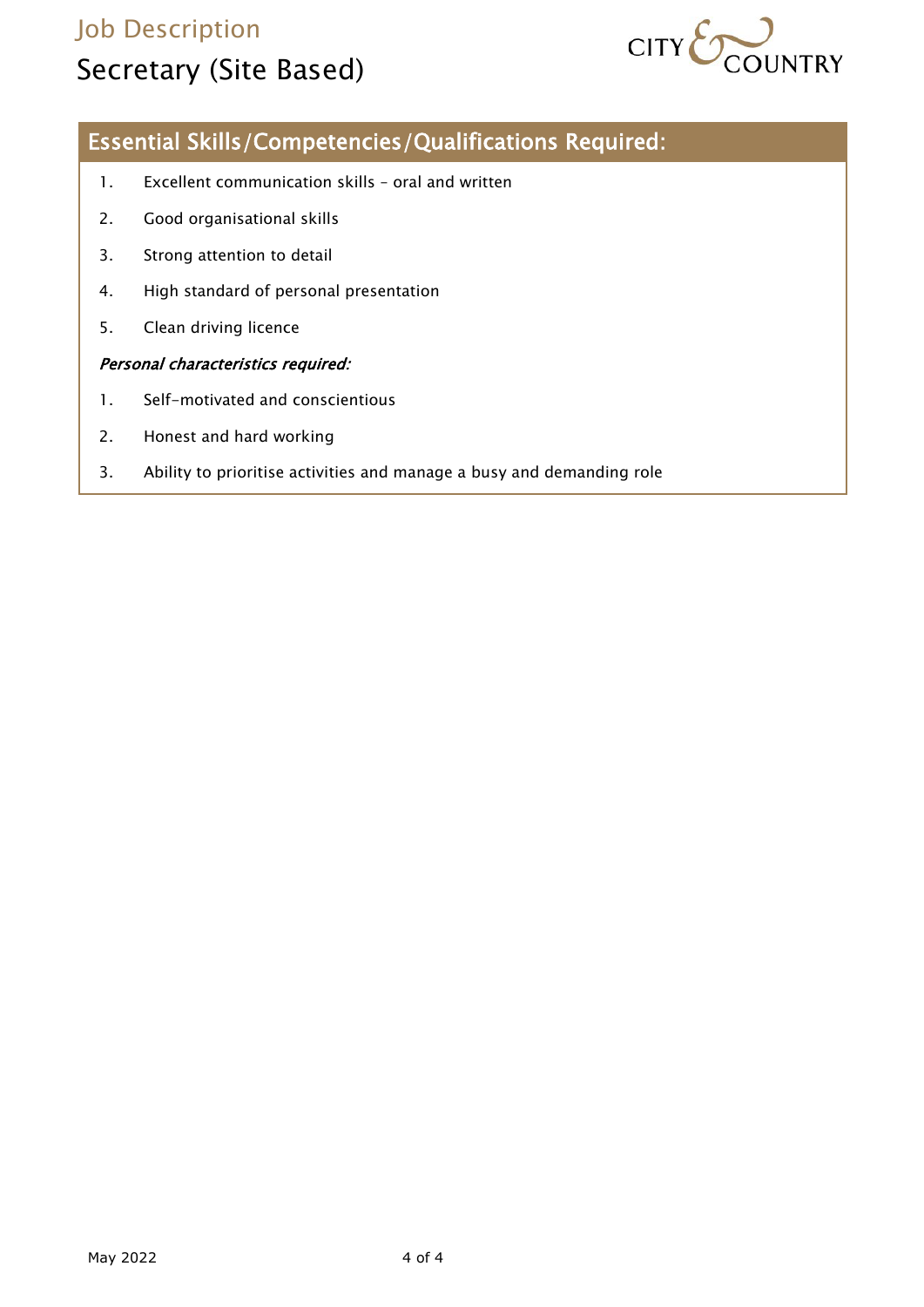## Essential Skills/Competencies/Qualifications Required:

1. Excellent communication skills – oral and written
2. Good organisational skills
3. Strong attention to detail
4. High standard of personal presentation
5. Clean driving licence

*Personal characteristics required:*

1. Self-motivated and conscientious
2. Honest and hard working
3. Ability to prioritise activities and manage a busy and demanding role